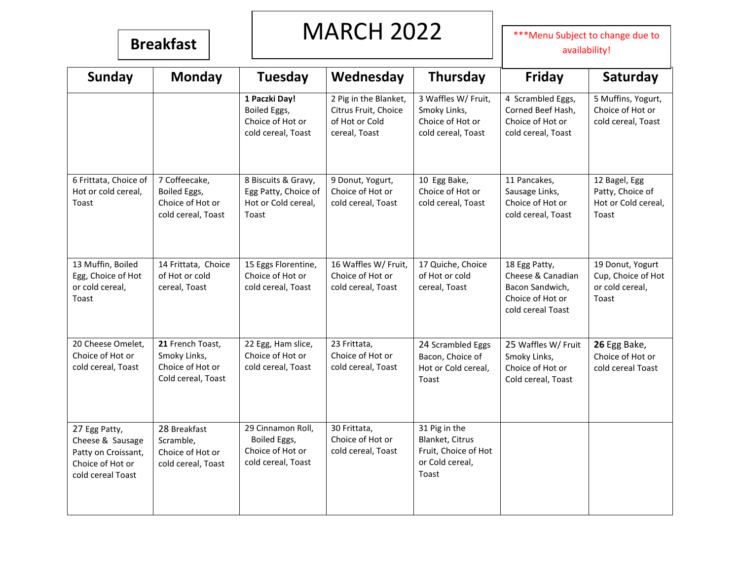**Breakfast**

# MARCH 2022

***Menu Subject to change due to availability!

| Sunday | Monday | Tuesday | Wednesday | Thursday | Friday | Saturday |
|---|---|---|---|---|---|---|
| | | 1 **Paczki Day!** Boiled Eggs, Choice of Hot or cold cereal, Toast | 2 Pig in the Blanket, Citrus Fruit, Choice of Hot or Cold cereal, Toast | 3 Waffles W/ Fruit, Smoky Links, Choice of Hot or cold cereal, Toast | 4 Scrambled Eggs, Corned Beef Hash, Choice of Hot or cold cereal, Toast | 5 Muffins, Yogurt, Choice of Hot or cold cereal, Toast |
| 6 Frittata, Choice of Hot or cold cereal, Toast | 7 Coffeecake, Boiled Eggs, Choice of Hot or cold cereal, Toast | 8 Biscuits & Gravy, Egg Patty, Choice of Hot or Cold cereal, Toast | 9 Donut, Yogurt, Choice of Hot or cold cereal, Toast | 10 Egg Bake, Choice of Hot or cold cereal, Toast | 11 Pancakes, Sausage Links, Choice of Hot or cold cereal, Toast | 12 Bagel, Egg Patty, Choice of Hot or Cold cereal, Toast |
| 13 Muffin, Boiled Egg, Choice of Hot or cold cereal, Toast | 14 Frittata, Choice of Hot or cold cereal, Toast | 15 Eggs Florentine, Choice of Hot or cold cereal, Toast | 16 Waffles W/ Fruit, Choice of Hot or cold cereal, Toast | 17 Quiche, Choice of Hot or cold cereal, Toast | 18 Egg Patty, Cheese & Canadian Bacon Sandwich, Choice of Hot or cold cereal Toast | 19 Donut, Yogurt Cup, Choice of Hot or cold cereal, Toast |
| 20 Cheese Omelet, Choice of Hot or cold cereal, Toast | **21** French Toast, Smoky Links, Choice of Hot or Cold cereal, Toast | 22 Egg, Ham slice, Choice of Hot or cold cereal, Toast | 23 Frittata, Choice of Hot or cold cereal, Toast | 24 Scrambled Eggs Bacon, Choice of Hot or Cold cereal, Toast | 25 Waffles W/ Fruit Smoky Links, Choice of Hot or Cold cereal, Toast | **26** Egg Bake, Choice of Hot or cold cereal Toast |
| 27 Egg Patty, Cheese & Sausage Patty on Croissant, Choice of Hot or cold cereal Toast | 28 Breakfast Scramble, Choice of Hot or cold cereal, Toast | 29 Cinnamon Roll, Boiled Eggs, Choice of Hot or cold cereal, Toast | 30 Frittata, Choice of Hot or cold cereal, Toast | 31 Pig in the Blanket, Citrus Fruit, Choice of Hot or Cold cereal, Toast | | |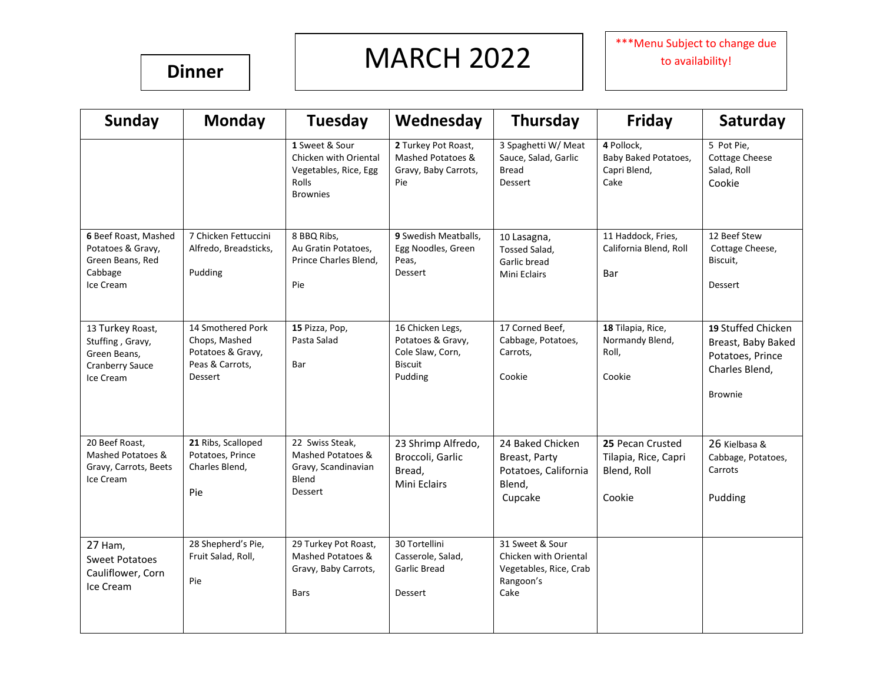**Dinner**

# MARCH 2022

***Menu Subject to change due to availability!

| Sunday | Monday | Tuesday | Wednesday | Thursday | Friday | Saturday |
|---|---|---|---|---|---|---|
| | | **1** Sweet & Sour Chicken with Oriental Vegetables, Rice, Egg Rolls<br>Brownies | **2** Turkey Pot Roast, Mashed Potatoes & Gravy, Baby Carrots, Pie | 3 Spaghetti W/ Meat Sauce, Salad, Garlic Bread<br>Dessert | **4** Pollock,<br>Baby Baked Potatoes,<br>Capri Blend,<br>Cake | 5 Pot Pie,<br>Cottage Cheese Salad, Roll<br>Cookie |
| **6** Beef Roast, Mashed Potatoes & Gravy, Green Beans, Red Cabbage<br>Ice Cream | 7 Chicken Fettuccini Alfredo, Breadsticks,<br><br>Pudding | 8 BBQ Ribs,<br>Au Gratin Potatoes, Prince Charles Blend,<br><br>Pie | **9** Swedish Meatballs, Egg Noodles, Green Peas,<br>Dessert | 10 Lasagna,<br>Tossed Salad,<br>Garlic bread<br>Mini Eclairs | 11 Haddock, Fries, California Blend, Roll<br><br>Bar | 12 Beef Stew<br>Cottage Cheese,<br>Biscuit,<br><br>Dessert |
| 13 Turkey Roast, Stuffing , Gravy, Green Beans, Cranberry Sauce<br>Ice Cream | 14 Smothered Pork Chops, Mashed Potatoes & Gravy, Peas & Carrots,<br>Dessert | **15** Pizza, Pop,<br>Pasta Salad<br><br>Bar | 16 Chicken Legs, Potatoes & Gravy, Cole Slaw, Corn, Biscuit<br>Pudding | 17 Corned Beef, Cabbage, Potatoes, Carrots,<br><br>Cookie | **18** Tilapia, Rice, Normandy Blend, Roll,<br><br>Cookie | **19** Stuffed Chicken Breast, Baby Baked Potatoes, Prince Charles Blend,<br><br>Brownie |
| 20 Beef Roast, Mashed Potatoes & Gravy, Carrots, Beets<br>Ice Cream | **21** Ribs, Scalloped Potatoes, Prince Charles Blend,<br><br>Pie | 22 Swiss Steak, Mashed Potatoes & Gravy, Scandinavian Blend<br>Dessert | 23 Shrimp Alfredo, Broccoli, Garlic Bread,<br>Mini Eclairs | 24 Baked Chicken Breast, Party Potatoes, California Blend,<br>Cupcake | **25** Pecan Crusted Tilapia, Rice, Capri Blend, Roll<br><br>Cookie | 26 Kielbasa & Cabbage, Potatoes, Carrots<br><br>Pudding |
| 27 Ham,<br>Sweet Potatoes<br>Cauliflower, Corn<br>Ice Cream | 28 Shepherd's Pie, Fruit Salad, Roll,<br><br>Pie | 29 Turkey Pot Roast, Mashed Potatoes & Gravy, Baby Carrots,<br><br>Bars | 30 Tortellini Casserole, Salad, Garlic Bread<br><br>Dessert | 31 Sweet & Sour Chicken with Oriental Vegetables, Rice, Crab Rangoon's<br>Cake | | |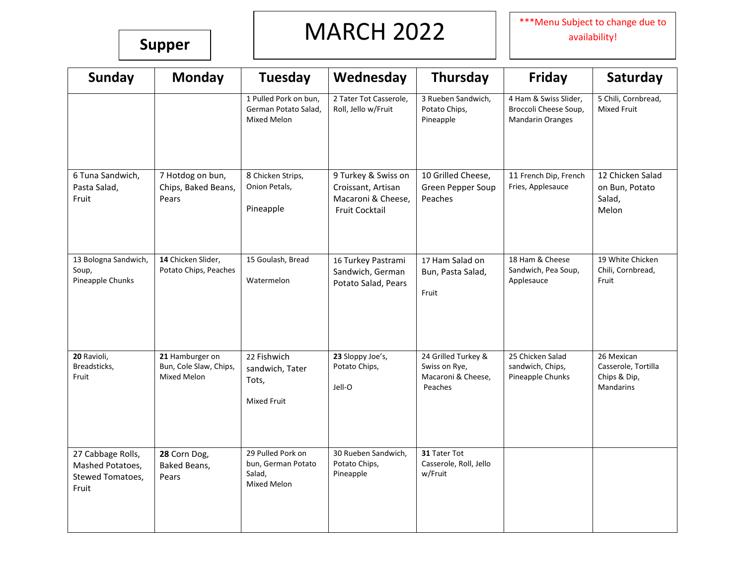**Supper**

# MARCH 2022

***Menu Subject to change due to availability!

| Sunday | Monday | Tuesday | Wednesday | Thursday | Friday | Saturday |
|---|---|---|---|---|---|---|
| | | 1 Pulled Pork on bun, German Potato Salad, Mixed Melon | 2 Tater Tot Casserole, Roll, Jello w/Fruit | 3 Rueben Sandwich, Potato Chips, Pineapple | 4 Ham & Swiss Slider, Broccoli Cheese Soup, Mandarin Oranges | 5 Chili, Cornbread, Mixed Fruit |
| 6 Tuna Sandwich, Pasta Salad, Fruit | 7 Hotdog on bun, Chips, Baked Beans, Pears | 8 Chicken Strips, Onion Petals, Pineapple | 9 Turkey & Swiss on Croissant, Artisan Macaroni & Cheese, Fruit Cocktail | 10 Grilled Cheese, Green Pepper Soup Peaches | 11 French Dip, French Fries, Applesauce | 12 Chicken Salad on Bun, Potato Salad, Melon |
| 13 Bologna Sandwich, Soup, Pineapple Chunks | **14** Chicken Slider, Potato Chips, Peaches | 15 Goulash, Bread Watermelon | 16 Turkey Pastrami Sandwich, German Potato Salad, Pears | 17 Ham Salad on Bun, Pasta Salad, Fruit | 18 Ham & Cheese Sandwich, Pea Soup, Applesauce | 19 White Chicken Chili, Cornbread, Fruit |
| **20** Ravioli, Breadsticks, Fruit | **21** Hamburger on Bun, Cole Slaw, Chips, Mixed Melon | 22 Fishwich sandwich, Tater Tots, Mixed Fruit | **23** Sloppy Joe's, Potato Chips, Jell-O | 24 Grilled Turkey & Swiss on Rye, Macaroni & Cheese, Peaches | 25 Chicken Salad sandwich, Chips, Pineapple Chunks | 26 Mexican Casserole, Tortilla Chips & Dip, Mandarins |
| 27 Cabbage Rolls, Mashed Potatoes, Stewed Tomatoes, Fruit | **28** Corn Dog, Baked Beans, Pears | 29 Pulled Pork on bun, German Potato Salad, Mixed Melon | 30 Rueben Sandwich, Potato Chips, Pineapple | **31** Tater Tot Casserole, Roll, Jello w/Fruit | | |